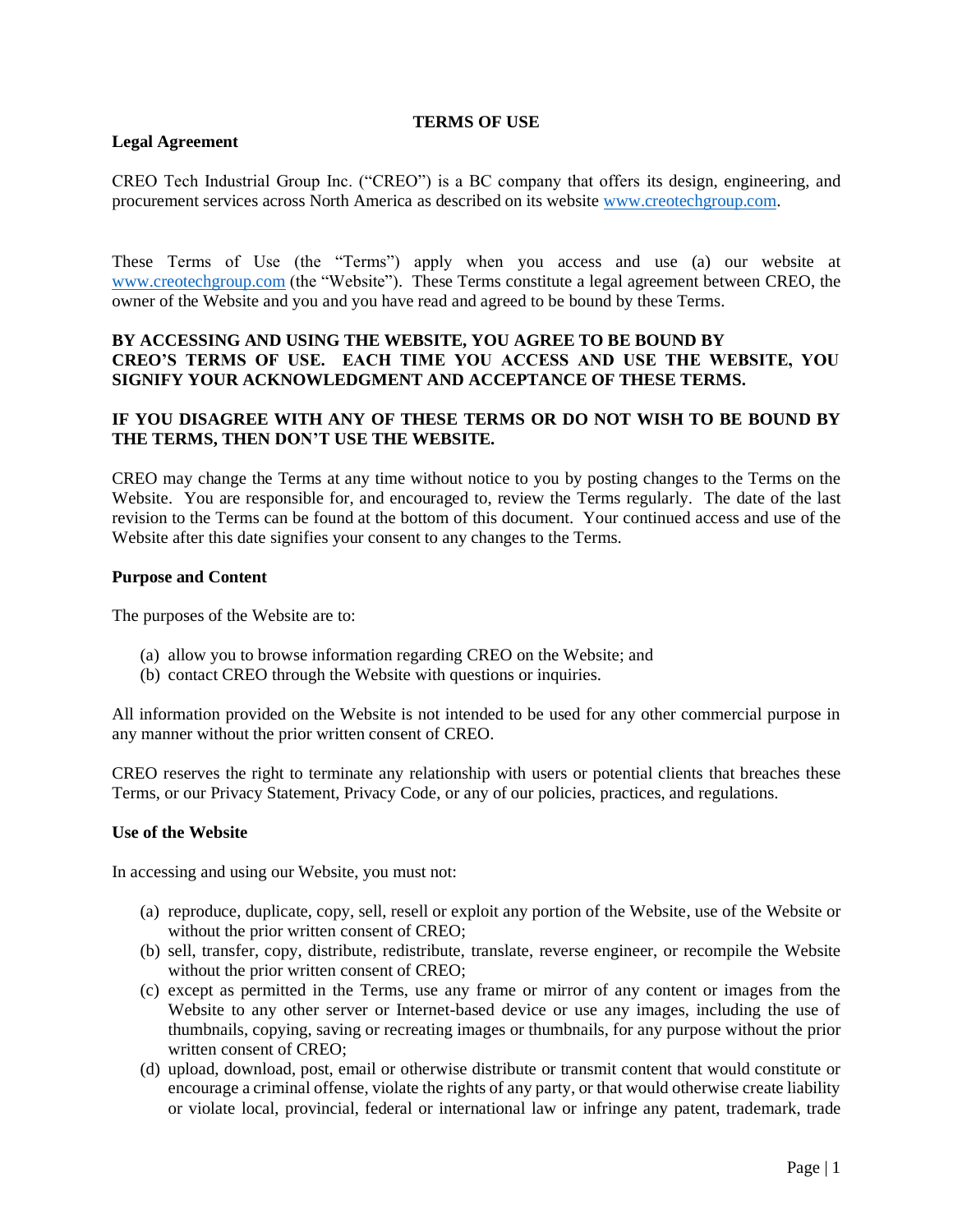# TERMS OF USE

## Legal Agreement

CREO Tech Industrial Group Inc. ("CREO") is a BC company that offers its design, engineering, and procurement services across North America as described on its website [www.creotechgroup.com](http://www.creotechgroup.com).

These Terms of Use (the "Terms") apply when you access and use (a) our website at [www.creotechgroup.com](http://www.creotechgroup.com) (the "Website"). These Terms constitute a legal agreement between CREO, the owner of the Website and you and you have read and agreed to be bound by these Terms.

**BY ACCESSING AND USING THE WEBSITE, YOU AGREE TO BE BOUND BY CREO'S TERMS OF USE. EACH TIME YOU ACCESS AND USE THE WEBSITE, YOU SIGNIFY YOUR ACKNOWLEDGMENT AND ACCEPTANCE OF THESE TERMS.**

**IF YOU DISAGREE WITH ANY OF THESE TERMS OR DO NOT WISH TO BE BOUND BY THE TERMS, THEN DON'T USE THE WEBSITE.**

CREO may change the Terms at any time without notice to you by posting changes to the Terms on the Website. You are responsible for, and encouraged to, review the Terms regularly. The date of the last revision to the Terms can be found at the bottom of this document. Your continued access and use of the Website after this date signifies your consent to any changes to the Terms.

## Purpose and Content

The purposes of the Website are to:

(a) allow you to browse information regarding CREO on the Website; and
(b) contact CREO through the Website with questions or inquiries.

All information provided on the Website is not intended to be used for any other commercial purpose in any manner without the prior written consent of CREO.

CREO reserves the right to terminate any relationship with users or potential clients that breaches these Terms, or our Privacy Statement, Privacy Code, or any of our policies, practices, and regulations.

## Use of the Website

In accessing and using our Website, you must not:

(a) reproduce, duplicate, copy, sell, resell or exploit any portion of the Website, use of the Website or without the prior written consent of CREO;
(b) sell, transfer, copy, distribute, redistribute, translate, reverse engineer, or recompile the Website without the prior written consent of CREO;
(c) except as permitted in the Terms, use any frame or mirror of any content or images from the Website to any other server or Internet-based device or use any images, including the use of thumbnails, copying, saving or recreating images or thumbnails, for any purpose without the prior written consent of CREO;
(d) upload, download, post, email or otherwise distribute or transmit content that would constitute or encourage a criminal offense, violate the rights of any party, or that would otherwise create liability or violate local, provincial, federal or international law or infringe any patent, trademark, trade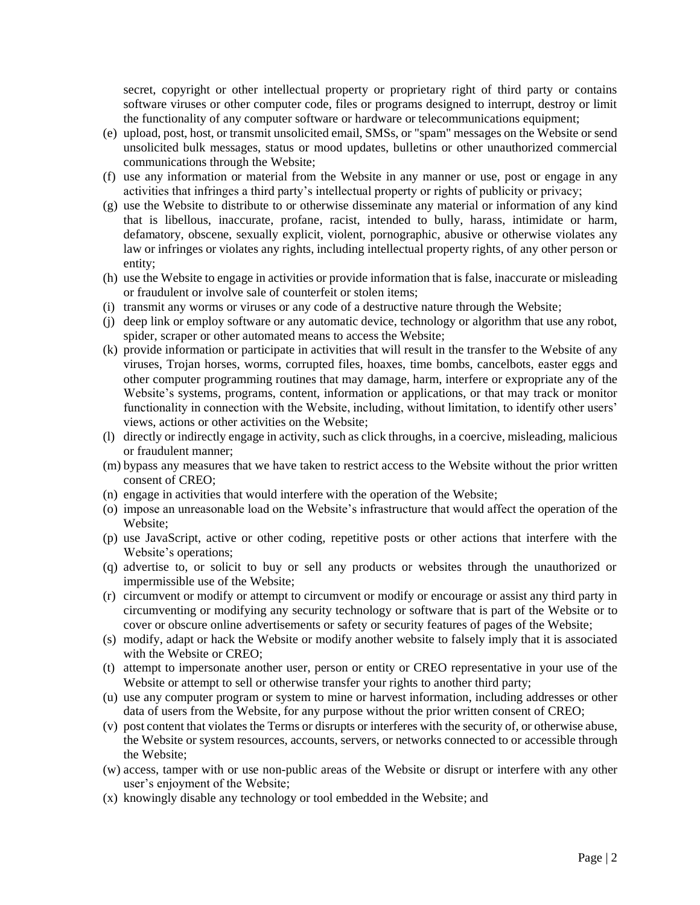secret, copyright or other intellectual property or proprietary right of third party or contains software viruses or other computer code, files or programs designed to interrupt, destroy or limit the functionality of any computer software or hardware or telecommunications equipment;

(e) upload, post, host, or transmit unsolicited email, SMSs, or "spam" messages on the Website or send unsolicited bulk messages, status or mood updates, bulletins or other unauthorized commercial communications through the Website;

(f) use any information or material from the Website in any manner or use, post or engage in any activities that infringes a third party's intellectual property or rights of publicity or privacy;

(g) use the Website to distribute to or otherwise disseminate any material or information of any kind that is libellous, inaccurate, profane, racist, intended to bully, harass, intimidate or harm, defamatory, obscene, sexually explicit, violent, pornographic, abusive or otherwise violates any law or infringes or violates any rights, including intellectual property rights, of any other person or entity;

(h) use the Website to engage in activities or provide information that is false, inaccurate or misleading or fraudulent or involve sale of counterfeit or stolen items;

(i) transmit any worms or viruses or any code of a destructive nature through the Website;

(j) deep link or employ software or any automatic device, technology or algorithm that use any robot, spider, scraper or other automated means to access the Website;

(k) provide information or participate in activities that will result in the transfer to the Website of any viruses, Trojan horses, worms, corrupted files, hoaxes, time bombs, cancelbots, easter eggs and other computer programming routines that may damage, harm, interfere or expropriate any of the Website's systems, programs, content, information or applications, or that may track or monitor functionality in connection with the Website, including, without limitation, to identify other users' views, actions or other activities on the Website;

(l) directly or indirectly engage in activity, such as click throughs, in a coercive, misleading, malicious or fraudulent manner;

(m) bypass any measures that we have taken to restrict access to the Website without the prior written consent of CREO;

(n) engage in activities that would interfere with the operation of the Website;

(o) impose an unreasonable load on the Website's infrastructure that would affect the operation of the Website;

(p) use JavaScript, active or other coding, repetitive posts or other actions that interfere with the Website's operations;

(q) advertise to, or solicit to buy or sell any products or websites through the unauthorized or impermissible use of the Website;

(r) circumvent or modify or attempt to circumvent or modify or encourage or assist any third party in circumventing or modifying any security technology or software that is part of the Website or to cover or obscure online advertisements or safety or security features of pages of the Website;

(s) modify, adapt or hack the Website or modify another website to falsely imply that it is associated with the Website or CREO;

(t) attempt to impersonate another user, person or entity or CREO representative in your use of the Website or attempt to sell or otherwise transfer your rights to another third party;

(u) use any computer program or system to mine or harvest information, including addresses or other data of users from the Website, for any purpose without the prior written consent of CREO;

(v) post content that violates the Terms or disrupts or interferes with the security of, or otherwise abuse, the Website or system resources, accounts, servers, or networks connected to or accessible through the Website;

(w) access, tamper with or use non-public areas of the Website or disrupt or interfere with any other user's enjoyment of the Website;

(x) knowingly disable any technology or tool embedded in the Website; and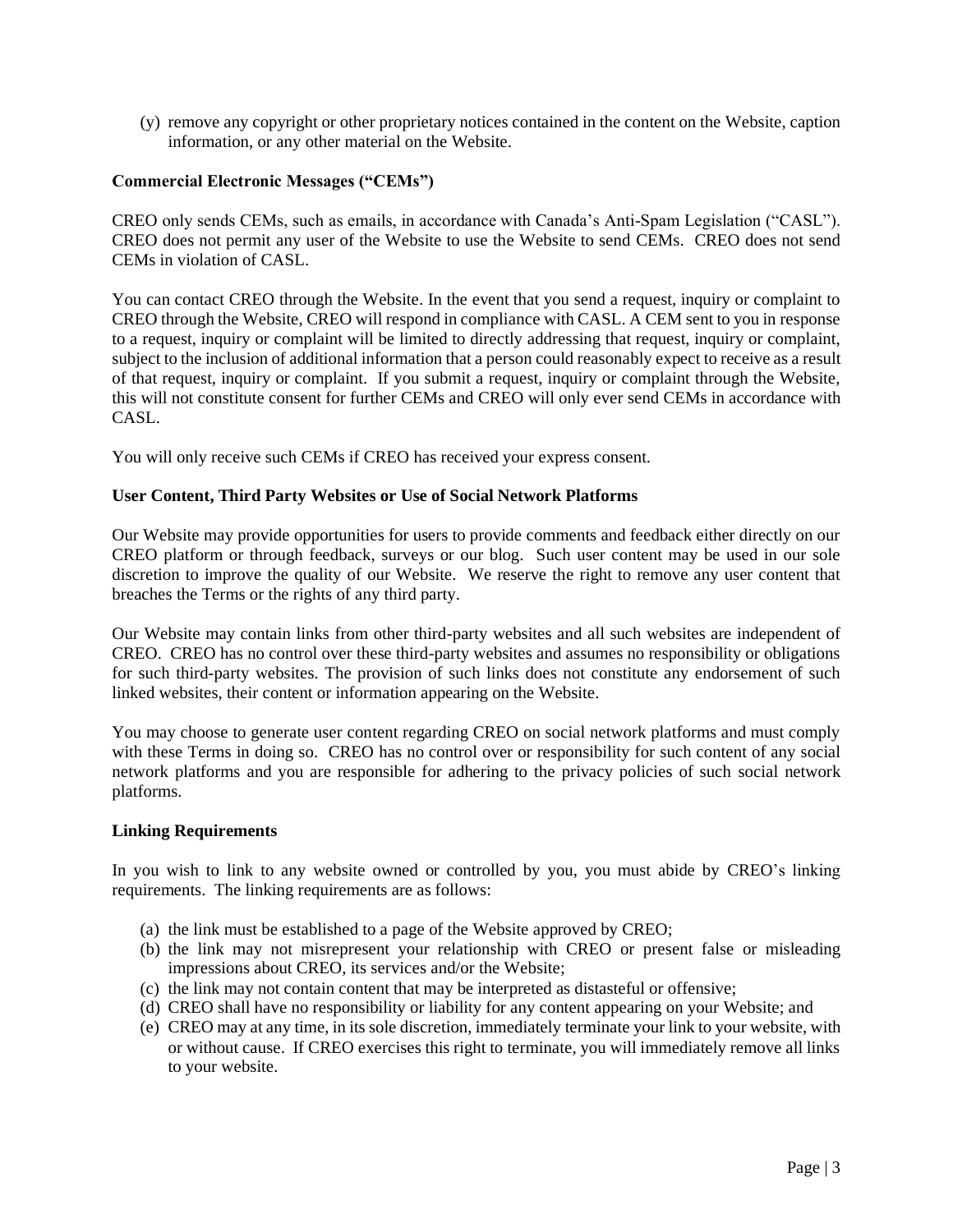(y) remove any copyright or other proprietary notices contained in the content on the Website, caption information, or any other material on the Website.

**Commercial Electronic Messages ("CEMs")**

CREO only sends CEMs, such as emails, in accordance with Canada's Anti-Spam Legislation ("CASL"). CREO does not permit any user of the Website to use the Website to send CEMs. CREO does not send CEMs in violation of CASL.

You can contact CREO through the Website. In the event that you send a request, inquiry or complaint to CREO through the Website, CREO will respond in compliance with CASL. A CEM sent to you in response to a request, inquiry or complaint will be limited to directly addressing that request, inquiry or complaint, subject to the inclusion of additional information that a person could reasonably expect to receive as a result of that request, inquiry or complaint. If you submit a request, inquiry or complaint through the Website, this will not constitute consent for further CEMs and CREO will only ever send CEMs in accordance with CASL.

You will only receive such CEMs if CREO has received your express consent.

**User Content, Third Party Websites or Use of Social Network Platforms**

Our Website may provide opportunities for users to provide comments and feedback either directly on our CREO platform or through feedback, surveys or our blog. Such user content may be used in our sole discretion to improve the quality of our Website. We reserve the right to remove any user content that breaches the Terms or the rights of any third party.

Our Website may contain links from other third-party websites and all such websites are independent of CREO. CREO has no control over these third-party websites and assumes no responsibility or obligations for such third-party websites. The provision of such links does not constitute any endorsement of such linked websites, their content or information appearing on the Website.

You may choose to generate user content regarding CREO on social network platforms and must comply with these Terms in doing so. CREO has no control over or responsibility for such content of any social network platforms and you are responsible for adhering to the privacy policies of such social network platforms.

**Linking Requirements**

In you wish to link to any website owned or controlled by you, you must abide by CREO's linking requirements. The linking requirements are as follows:

(a) the link must be established to a page of the Website approved by CREO;
(b) the link may not misrepresent your relationship with CREO or present false or misleading impressions about CREO, its services and/or the Website;
(c) the link may not contain content that may be interpreted as distasteful or offensive;
(d) CREO shall have no responsibility or liability for any content appearing on your Website; and
(e) CREO may at any time, in its sole discretion, immediately terminate your link to your website, with or without cause. If CREO exercises this right to terminate, you will immediately remove all links to your website.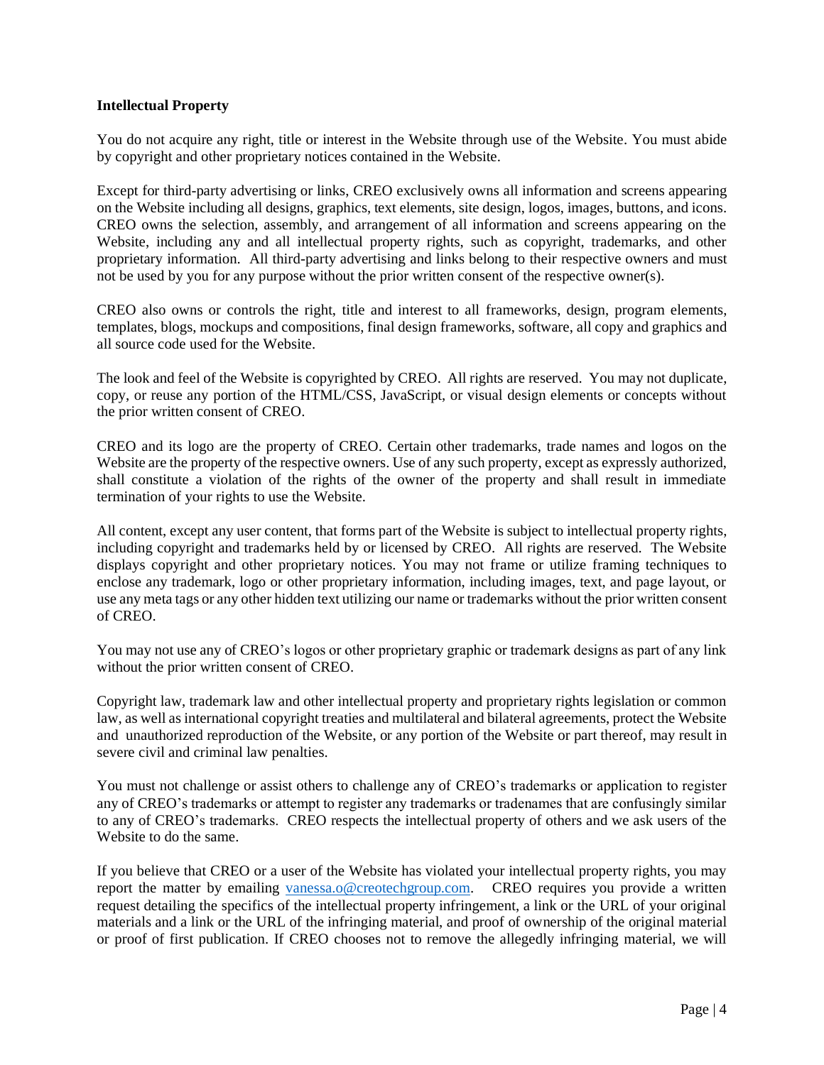**Intellectual Property**

You do not acquire any right, title or interest in the Website through use of the Website. You must abide by copyright and other proprietary notices contained in the Website.

Except for third-party advertising or links, CREO exclusively owns all information and screens appearing on the Website including all designs, graphics, text elements, site design, logos, images, buttons, and icons. CREO owns the selection, assembly, and arrangement of all information and screens appearing on the Website, including any and all intellectual property rights, such as copyright, trademarks, and other proprietary information. All third-party advertising and links belong to their respective owners and must not be used by you for any purpose without the prior written consent of the respective owner(s).

CREO also owns or controls the right, title and interest to all frameworks, design, program elements, templates, blogs, mockups and compositions, final design frameworks, software, all copy and graphics and all source code used for the Website.

The look and feel of the Website is copyrighted by CREO. All rights are reserved. You may not duplicate, copy, or reuse any portion of the HTML/CSS, JavaScript, or visual design elements or concepts without the prior written consent of CREO.

CREO and its logo are the property of CREO. Certain other trademarks, trade names and logos on the Website are the property of the respective owners. Use of any such property, except as expressly authorized, shall constitute a violation of the rights of the owner of the property and shall result in immediate termination of your rights to use the Website.

All content, except any user content, that forms part of the Website is subject to intellectual property rights, including copyright and trademarks held by or licensed by CREO. All rights are reserved. The Website displays copyright and other proprietary notices. You may not frame or utilize framing techniques to enclose any trademark, logo or other proprietary information, including images, text, and page layout, or use any meta tags or any other hidden text utilizing our name or trademarks without the prior written consent of CREO.

You may not use any of CREO's logos or other proprietary graphic or trademark designs as part of any link without the prior written consent of CREO.

Copyright law, trademark law and other intellectual property and proprietary rights legislation or common law, as well as international copyright treaties and multilateral and bilateral agreements, protect the Website and unauthorized reproduction of the Website, or any portion of the Website or part thereof, may result in severe civil and criminal law penalties.

You must not challenge or assist others to challenge any of CREO's trademarks or application to register any of CREO's trademarks or attempt to register any trademarks or tradenames that are confusingly similar to any of CREO's trademarks. CREO respects the intellectual property of others and we ask users of the Website to do the same.

If you believe that CREO or a user of the Website has violated your intellectual property rights, you may report the matter by emailing [vanessa.o@creotechgroup.com](mailto:vanessa.o@creotechgroup.com). CREO requires you provide a written request detailing the specifics of the intellectual property infringement, a link or the URL of your original materials and a link or the URL of the infringing material, and proof of ownership of the original material or proof of first publication. If CREO chooses not to remove the allegedly infringing material, we will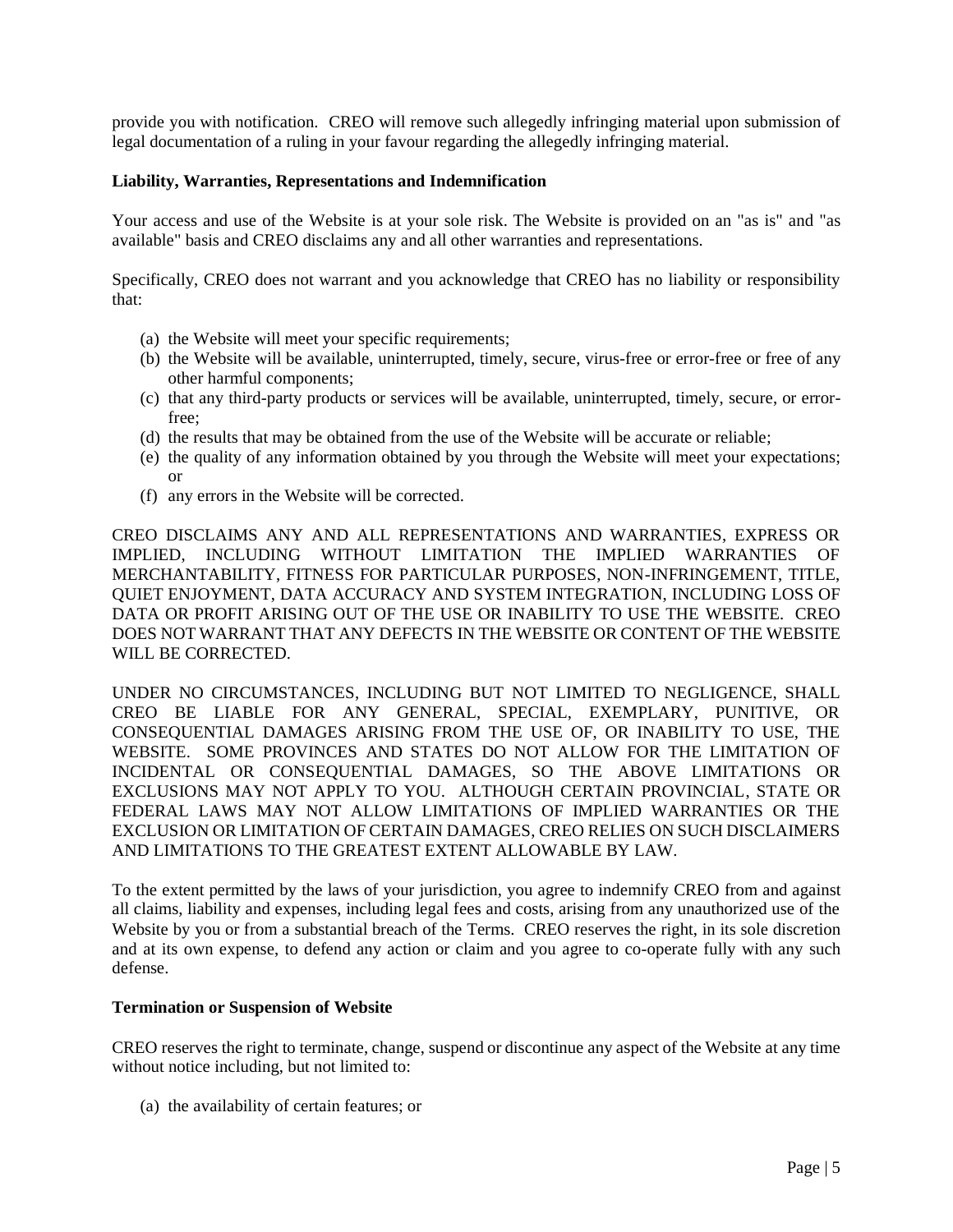provide you with notification. CREO will remove such allegedly infringing material upon submission of legal documentation of a ruling in your favour regarding the allegedly infringing material.

**Liability, Warranties, Representations and Indemnification**

Your access and use of the Website is at your sole risk. The Website is provided on an "as is" and "as available" basis and CREO disclaims any and all other warranties and representations.

Specifically, CREO does not warrant and you acknowledge that CREO has no liability or responsibility that:

(a) the Website will meet your specific requirements;
(b) the Website will be available, uninterrupted, timely, secure, virus-free or error-free or free of any other harmful components;
(c) that any third-party products or services will be available, uninterrupted, timely, secure, or error-free;
(d) the results that may be obtained from the use of the Website will be accurate or reliable;
(e) the quality of any information obtained by you through the Website will meet your expectations; or
(f) any errors in the Website will be corrected.

CREO DISCLAIMS ANY AND ALL REPRESENTATIONS AND WARRANTIES, EXPRESS OR IMPLIED, INCLUDING WITHOUT LIMITATION THE IMPLIED WARRANTIES OF MERCHANTABILITY, FITNESS FOR PARTICULAR PURPOSES, NON-INFRINGEMENT, TITLE, QUIET ENJOYMENT, DATA ACCURACY AND SYSTEM INTEGRATION, INCLUDING LOSS OF DATA OR PROFIT ARISING OUT OF THE USE OR INABILITY TO USE THE WEBSITE. CREO DOES NOT WARRANT THAT ANY DEFECTS IN THE WEBSITE OR CONTENT OF THE WEBSITE WILL BE CORRECTED.

UNDER NO CIRCUMSTANCES, INCLUDING BUT NOT LIMITED TO NEGLIGENCE, SHALL CREO BE LIABLE FOR ANY GENERAL, SPECIAL, EXEMPLARY, PUNITIVE, OR CONSEQUENTIAL DAMAGES ARISING FROM THE USE OF, OR INABILITY TO USE, THE WEBSITE. SOME PROVINCES AND STATES DO NOT ALLOW FOR THE LIMITATION OF INCIDENTAL OR CONSEQUENTIAL DAMAGES, SO THE ABOVE LIMITATIONS OR EXCLUSIONS MAY NOT APPLY TO YOU. ALTHOUGH CERTAIN PROVINCIAL, STATE OR FEDERAL LAWS MAY NOT ALLOW LIMITATIONS OF IMPLIED WARRANTIES OR THE EXCLUSION OR LIMITATION OF CERTAIN DAMAGES, CREO RELIES ON SUCH DISCLAIMERS AND LIMITATIONS TO THE GREATEST EXTENT ALLOWABLE BY LAW.

To the extent permitted by the laws of your jurisdiction, you agree to indemnify CREO from and against all claims, liability and expenses, including legal fees and costs, arising from any unauthorized use of the Website by you or from a substantial breach of the Terms. CREO reserves the right, in its sole discretion and at its own expense, to defend any action or claim and you agree to co-operate fully with any such defense.

**Termination or Suspension of Website**

CREO reserves the right to terminate, change, suspend or discontinue any aspect of the Website at any time without notice including, but not limited to:

(a) the availability of certain features; or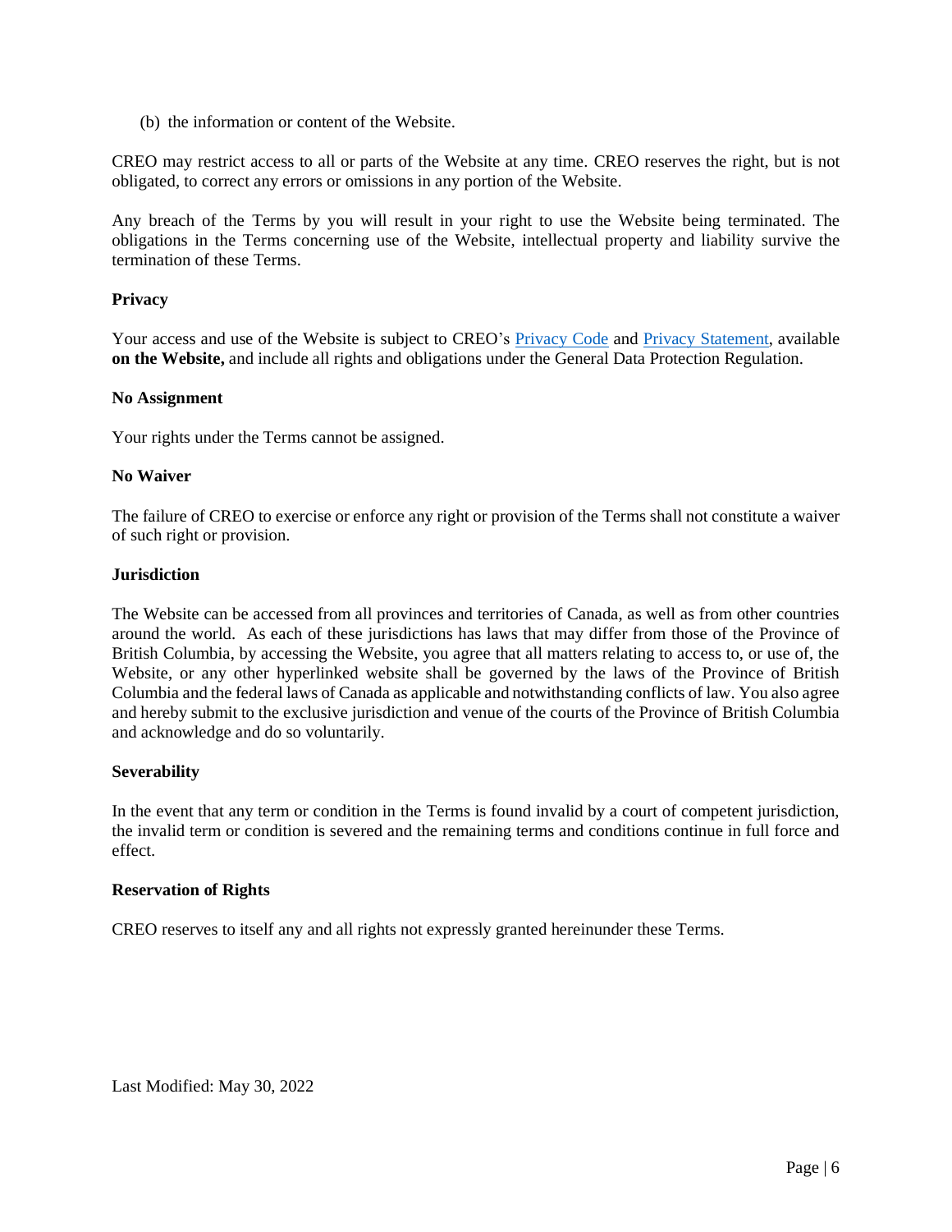(b) the information or content of the Website.

CREO may restrict access to all or parts of the Website at any time. CREO reserves the right, but is not obligated, to correct any errors or omissions in any portion of the Website.

Any breach of the Terms by you will result in your right to use the Website being terminated. The obligations in the Terms concerning use of the Website, intellectual property and liability survive the termination of these Terms.

**Privacy**

Your access and use of the Website is subject to CREO's Privacy Code and Privacy Statement, available **on the Website,** and include all rights and obligations under the General Data Protection Regulation.

**No Assignment**

Your rights under the Terms cannot be assigned.

**No Waiver**

The failure of CREO to exercise or enforce any right or provision of the Terms shall not constitute a waiver of such right or provision.

**Jurisdiction**

The Website can be accessed from all provinces and territories of Canada, as well as from other countries around the world. As each of these jurisdictions has laws that may differ from those of the Province of British Columbia, by accessing the Website, you agree that all matters relating to access to, or use of, the Website, or any other hyperlinked website shall be governed by the laws of the Province of British Columbia and the federal laws of Canada as applicable and notwithstanding conflicts of law. You also agree and hereby submit to the exclusive jurisdiction and venue of the courts of the Province of British Columbia and acknowledge and do so voluntarily.

**Severability**

In the event that any term or condition in the Terms is found invalid by a court of competent jurisdiction, the invalid term or condition is severed and the remaining terms and conditions continue in full force and effect.

**Reservation of Rights**

CREO reserves to itself any and all rights not expressly granted hereinunder these Terms.

Last Modified: May 30, 2022